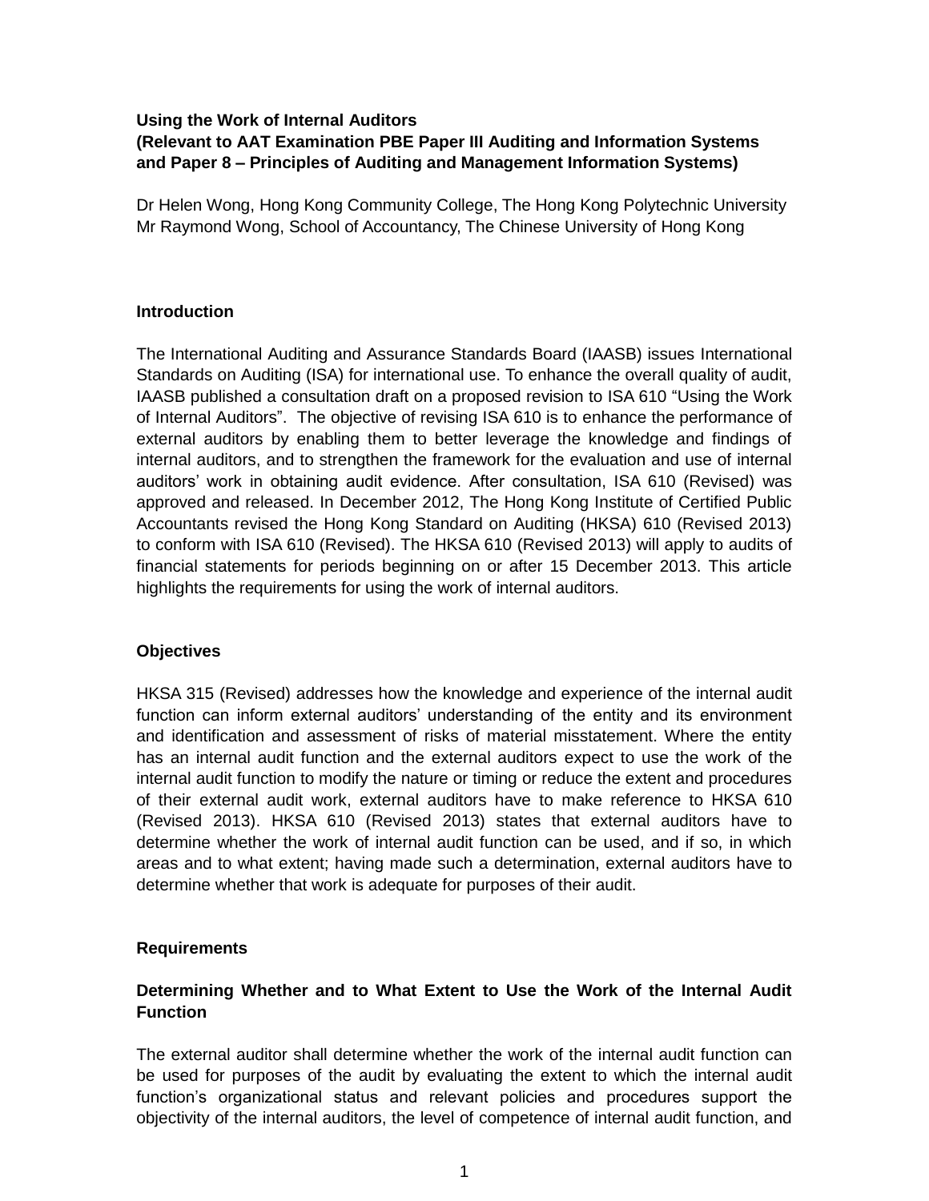**Using the Work of Internal Auditors**
**(Relevant to AAT Examination PBE Paper III Auditing and Information Systems and Paper 8 – Principles of Auditing and Management Information Systems)**

Dr Helen Wong, Hong Kong Community College, The Hong Kong Polytechnic University
Mr Raymond Wong, School of Accountancy, The Chinese University of Hong Kong

## Introduction

The International Auditing and Assurance Standards Board (IAASB) issues International Standards on Auditing (ISA) for international use. To enhance the overall quality of audit, IAASB published a consultation draft on a proposed revision to ISA 610 "Using the Work of Internal Auditors". The objective of revising ISA 610 is to enhance the performance of external auditors by enabling them to better leverage the knowledge and findings of internal auditors, and to strengthen the framework for the evaluation and use of internal auditors' work in obtaining audit evidence. After consultation, ISA 610 (Revised) was approved and released. In December 2012, The Hong Kong Institute of Certified Public Accountants revised the Hong Kong Standard on Auditing (HKSA) 610 (Revised 2013) to conform with ISA 610 (Revised). The HKSA 610 (Revised 2013) will apply to audits of financial statements for periods beginning on or after 15 December 2013. This article highlights the requirements for using the work of internal auditors.

## Objectives

HKSA 315 (Revised) addresses how the knowledge and experience of the internal audit function can inform external auditors' understanding of the entity and its environment and identification and assessment of risks of material misstatement. Where the entity has an internal audit function and the external auditors expect to use the work of the internal audit function to modify the nature or timing or reduce the extent and procedures of their external audit work, external auditors have to make reference to HKSA 610 (Revised 2013). HKSA 610 (Revised 2013) states that external auditors have to determine whether the work of internal audit function can be used, and if so, in which areas and to what extent; having made such a determination, external auditors have to determine whether that work is adequate for purposes of their audit.

## Requirements

### Determining Whether and to What Extent to Use the Work of the Internal Audit Function

The external auditor shall determine whether the work of the internal audit function can be used for purposes of the audit by evaluating the extent to which the internal audit function's organizational status and relevant policies and procedures support the objectivity of the internal auditors, the level of competence of internal audit function, and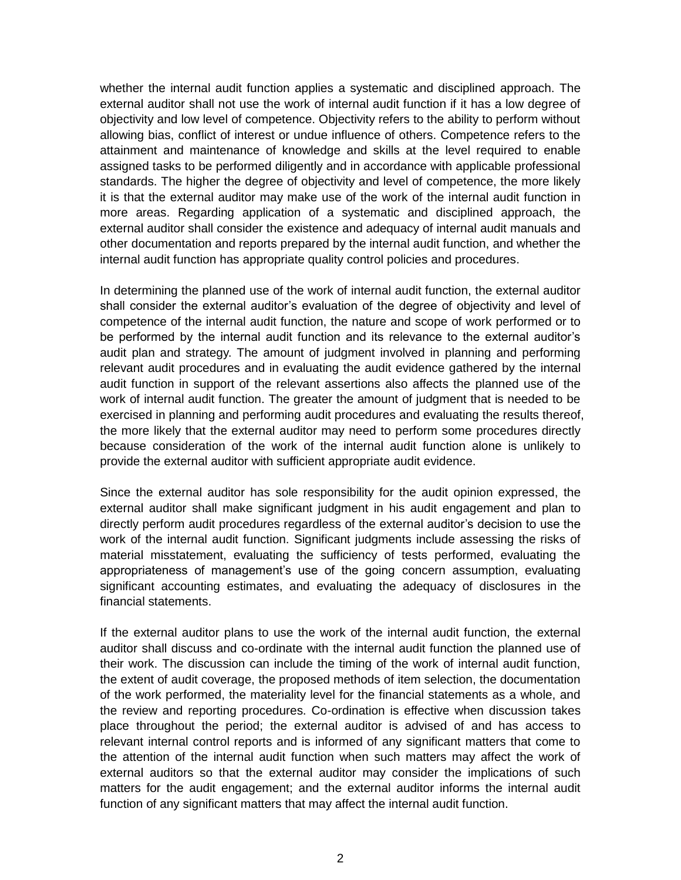whether the internal audit function applies a systematic and disciplined approach. The external auditor shall not use the work of internal audit function if it has a low degree of objectivity and low level of competence. Objectivity refers to the ability to perform without allowing bias, conflict of interest or undue influence of others. Competence refers to the attainment and maintenance of knowledge and skills at the level required to enable assigned tasks to be performed diligently and in accordance with applicable professional standards. The higher the degree of objectivity and level of competence, the more likely it is that the external auditor may make use of the work of the internal audit function in more areas. Regarding application of a systematic and disciplined approach, the external auditor shall consider the existence and adequacy of internal audit manuals and other documentation and reports prepared by the internal audit function, and whether the internal audit function has appropriate quality control policies and procedures.

In determining the planned use of the work of internal audit function, the external auditor shall consider the external auditor's evaluation of the degree of objectivity and level of competence of the internal audit function, the nature and scope of work performed or to be performed by the internal audit function and its relevance to the external auditor's audit plan and strategy. The amount of judgment involved in planning and performing relevant audit procedures and in evaluating the audit evidence gathered by the internal audit function in support of the relevant assertions also affects the planned use of the work of internal audit function. The greater the amount of judgment that is needed to be exercised in planning and performing audit procedures and evaluating the results thereof, the more likely that the external auditor may need to perform some procedures directly because consideration of the work of the internal audit function alone is unlikely to provide the external auditor with sufficient appropriate audit evidence.

Since the external auditor has sole responsibility for the audit opinion expressed, the external auditor shall make significant judgment in his audit engagement and plan to directly perform audit procedures regardless of the external auditor's decision to use the work of the internal audit function. Significant judgments include assessing the risks of material misstatement, evaluating the sufficiency of tests performed, evaluating the appropriateness of management's use of the going concern assumption, evaluating significant accounting estimates, and evaluating the adequacy of disclosures in the financial statements.

If the external auditor plans to use the work of the internal audit function, the external auditor shall discuss and co-ordinate with the internal audit function the planned use of their work. The discussion can include the timing of the work of internal audit function, the extent of audit coverage, the proposed methods of item selection, the documentation of the work performed, the materiality level for the financial statements as a whole, and the review and reporting procedures. Co-ordination is effective when discussion takes place throughout the period; the external auditor is advised of and has access to relevant internal control reports and is informed of any significant matters that come to the attention of the internal audit function when such matters may affect the work of external auditors so that the external auditor may consider the implications of such matters for the audit engagement; and the external auditor informs the internal audit function of any significant matters that may affect the internal audit function.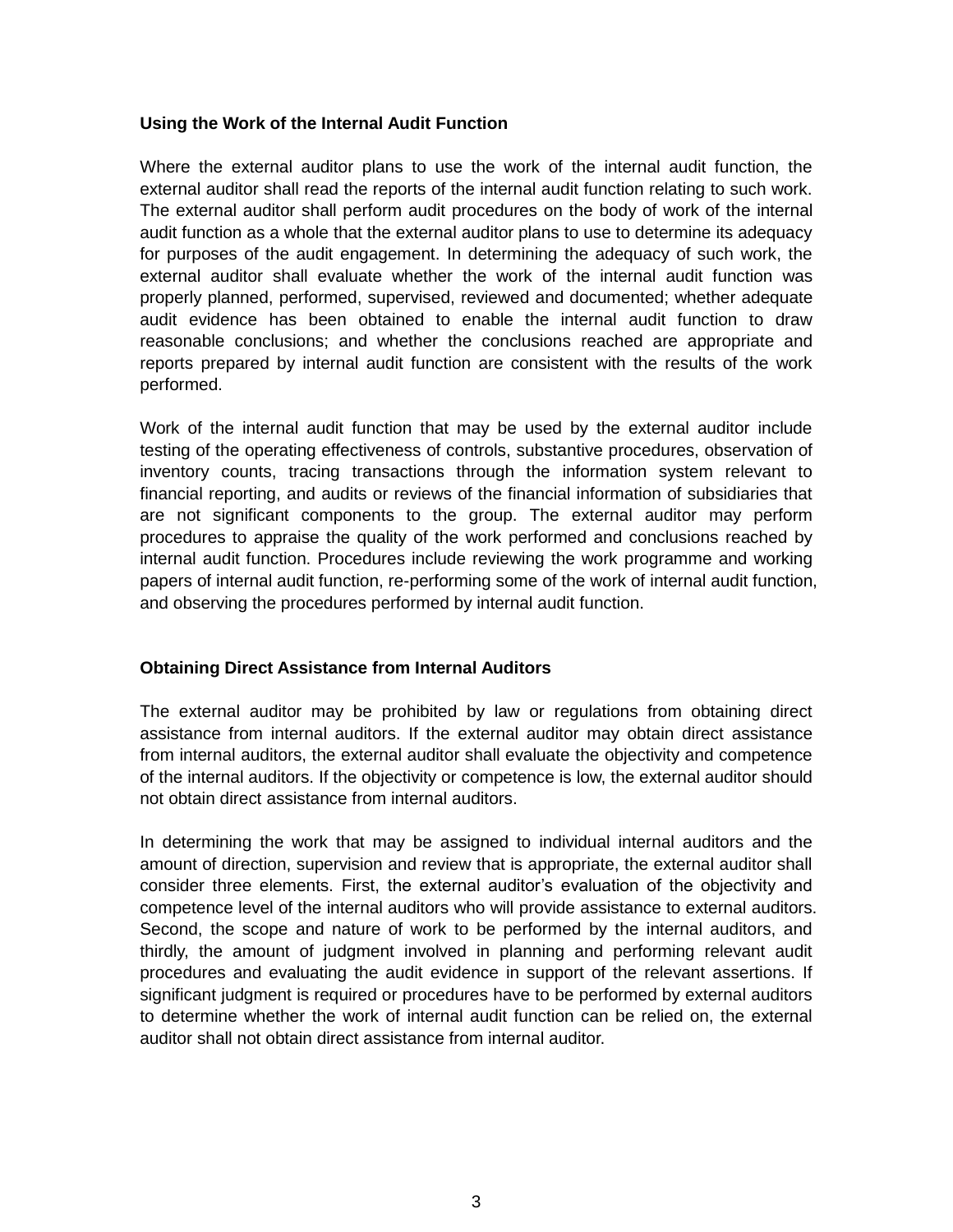**Using the Work of the Internal Audit Function**

Where the external auditor plans to use the work of the internal audit function, the external auditor shall read the reports of the internal audit function relating to such work. The external auditor shall perform audit procedures on the body of work of the internal audit function as a whole that the external auditor plans to use to determine its adequacy for purposes of the audit engagement. In determining the adequacy of such work, the external auditor shall evaluate whether the work of the internal audit function was properly planned, performed, supervised, reviewed and documented; whether adequate audit evidence has been obtained to enable the internal audit function to draw reasonable conclusions; and whether the conclusions reached are appropriate and reports prepared by internal audit function are consistent with the results of the work performed.

Work of the internal audit function that may be used by the external auditor include testing of the operating effectiveness of controls, substantive procedures, observation of inventory counts, tracing transactions through the information system relevant to financial reporting, and audits or reviews of the financial information of subsidiaries that are not significant components to the group. The external auditor may perform procedures to appraise the quality of the work performed and conclusions reached by internal audit function. Procedures include reviewing the work programme and working papers of internal audit function, re-performing some of the work of internal audit function, and observing the procedures performed by internal audit function.

**Obtaining Direct Assistance from Internal Auditors**

The external auditor may be prohibited by law or regulations from obtaining direct assistance from internal auditors. If the external auditor may obtain direct assistance from internal auditors, the external auditor shall evaluate the objectivity and competence of the internal auditors. If the objectivity or competence is low, the external auditor should not obtain direct assistance from internal auditors.

In determining the work that may be assigned to individual internal auditors and the amount of direction, supervision and review that is appropriate, the external auditor shall consider three elements. First, the external auditor's evaluation of the objectivity and competence level of the internal auditors who will provide assistance to external auditors. Second, the scope and nature of work to be performed by the internal auditors, and thirdly, the amount of judgment involved in planning and performing relevant audit procedures and evaluating the audit evidence in support of the relevant assertions. If significant judgment is required or procedures have to be performed by external auditors to determine whether the work of internal audit function can be relied on, the external auditor shall not obtain direct assistance from internal auditor.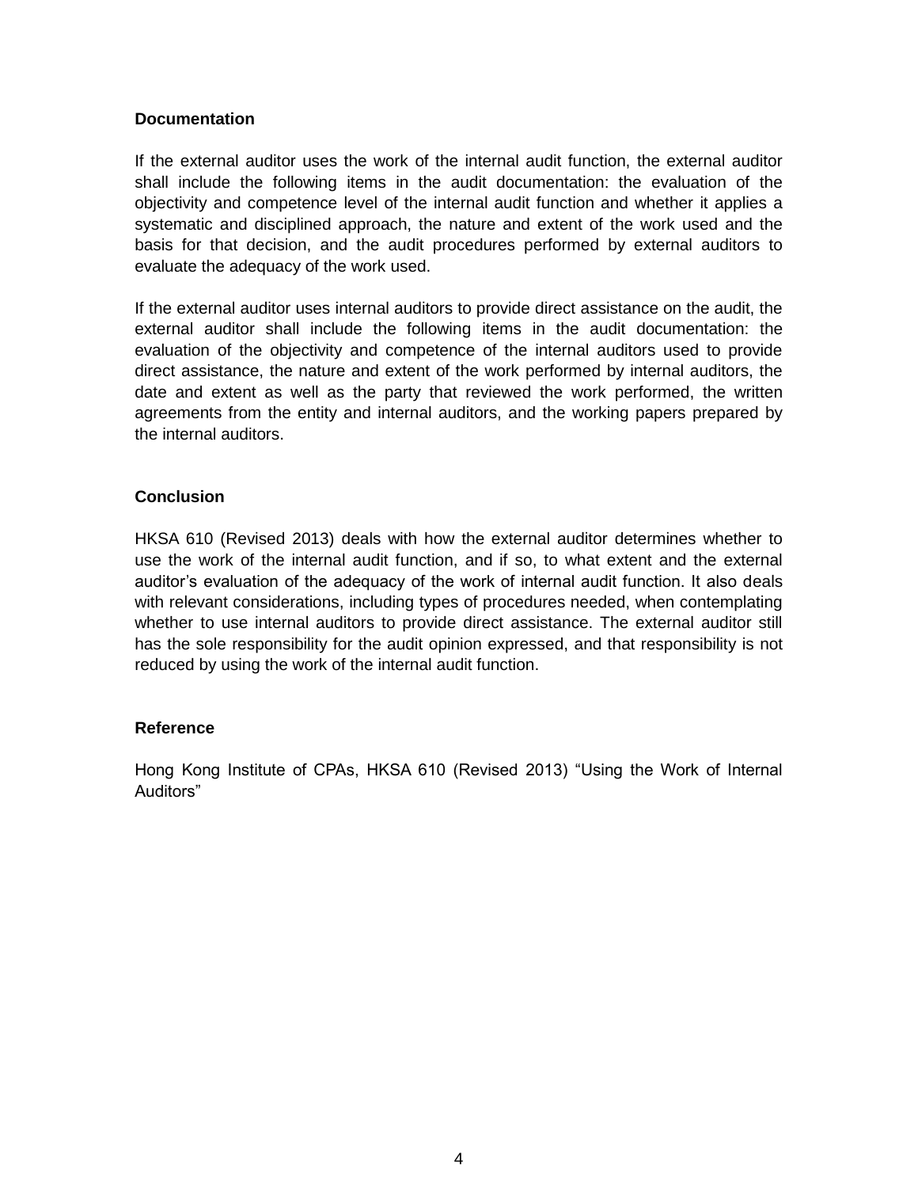**Documentation**

If the external auditor uses the work of the internal audit function, the external auditor shall include the following items in the audit documentation: the evaluation of the objectivity and competence level of the internal audit function and whether it applies a systematic and disciplined approach, the nature and extent of the work used and the basis for that decision, and the audit procedures performed by external auditors to evaluate the adequacy of the work used.

If the external auditor uses internal auditors to provide direct assistance on the audit, the external auditor shall include the following items in the audit documentation: the evaluation of the objectivity and competence of the internal auditors used to provide direct assistance, the nature and extent of the work performed by internal auditors, the date and extent as well as the party that reviewed the work performed, the written agreements from the entity and internal auditors, and the working papers prepared by the internal auditors.

**Conclusion**

HKSA 610 (Revised 2013) deals with how the external auditor determines whether to use the work of the internal audit function, and if so, to what extent and the external auditor's evaluation of the adequacy of the work of internal audit function. It also deals with relevant considerations, including types of procedures needed, when contemplating whether to use internal auditors to provide direct assistance. The external auditor still has the sole responsibility for the audit opinion expressed, and that responsibility is not reduced by using the work of the internal audit function.

**Reference**

Hong Kong Institute of CPAs, HKSA 610 (Revised 2013) "Using the Work of Internal Auditors"